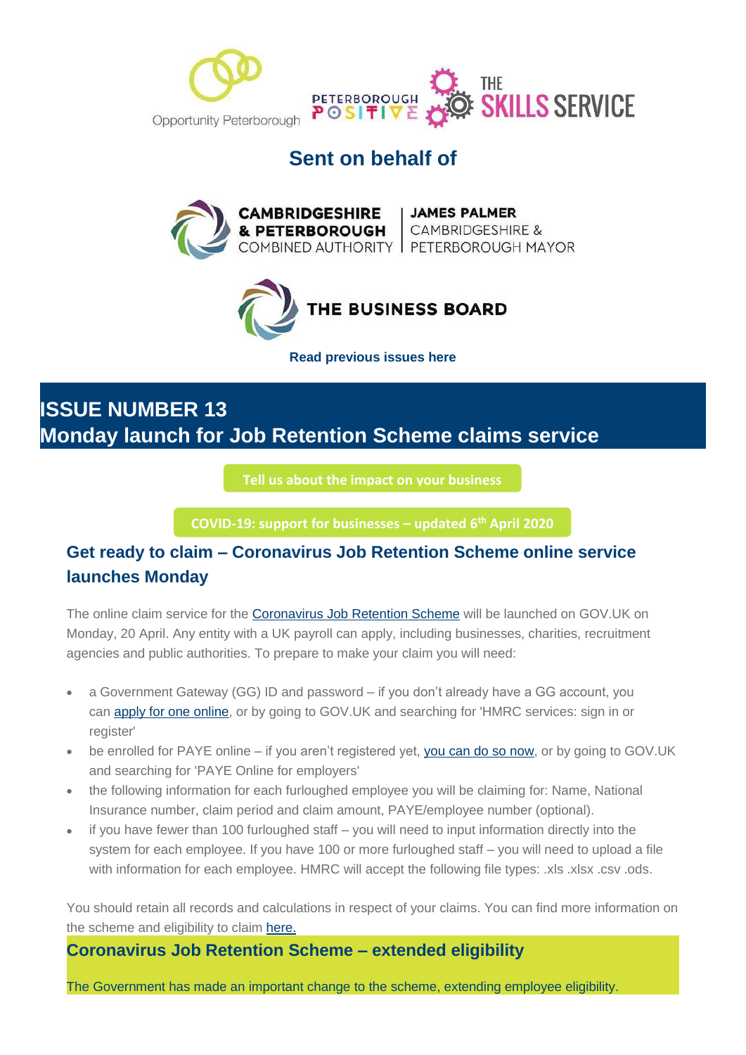Opportunity Peterborough | Peterborough Positive | The Skills Service

**Sent on behalf of**

CAMBRIDGESHIRE & PETERBOROUGH COMBINED AUTHORITY | JAMES PALMER CAMBRIDGESHIRE & PETERBOROUGH MAYOR

THE BUSINESS BOARD

**Read previous issues here**

# ISSUE NUMBER 13
# Monday launch for Job Retention Scheme claims service

**Tell us about the impact on your business**

**COVID-19: support for businesses – updated 6th April 2020**

## Get ready to claim – Coronavirus Job Retention Scheme online service launches Monday

The online claim service for the Coronavirus Job Retention Scheme will be launched on GOV.UK on Monday, 20 April. Any entity with a UK payroll can apply, including businesses, charities, recruitment agencies and public authorities. To prepare to make your claim you will need:

- a Government Gateway (GG) ID and password – if you don't already have a GG account, you can apply for one online, or by going to GOV.UK and searching for 'HMRC services: sign in or register'
- be enrolled for PAYE online – if you aren't registered yet, you can do so now, or by going to GOV.UK and searching for 'PAYE Online for employers'
- the following information for each furloughed employee you will be claiming for: Name, National Insurance number, claim period and claim amount, PAYE/employee number (optional).
- if you have fewer than 100 furloughed staff – you will need to input information directly into the system for each employee. If you have 100 or more furloughed staff – you will need to upload a file with information for each employee. HMRC will accept the following file types: .xls .xlsx .csv .ods.

You should retain all records and calculations in respect of your claims. You can find more information on the scheme and eligibility to claim here.

## Coronavirus Job Retention Scheme – extended eligibility

The Government has made an important change to the scheme, extending employee eligibility.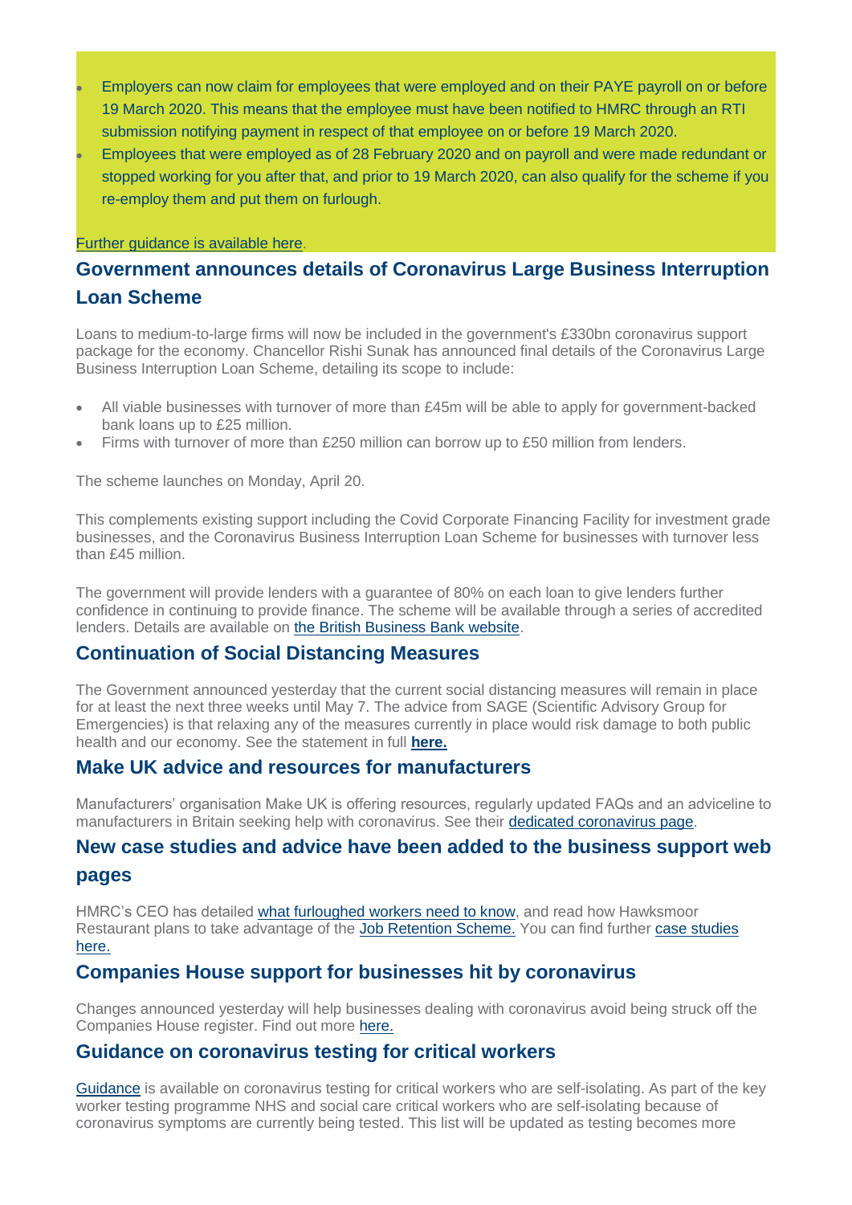- Employers can now claim for employees that were employed and on their PAYE payroll on or before 19 March 2020. This means that the employee must have been notified to HMRC through an RTI submission notifying payment in respect of that employee on or before 19 March 2020.
- Employees that were employed as of 28 February 2020 and on payroll and were made redundant or stopped working for you after that, and prior to 19 March 2020, can also qualify for the scheme if you re-employ them and put them on furlough.

Further guidance is available here.

## Government announces details of Coronavirus Large Business Interruption Loan Scheme

Loans to medium-to-large firms will now be included in the government's £330bn coronavirus support package for the economy. Chancellor Rishi Sunak has announced final details of the Coronavirus Large Business Interruption Loan Scheme, detailing its scope to include:

- All viable businesses with turnover of more than £45m will be able to apply for government-backed bank loans up to £25 million.
- Firms with turnover of more than £250 million can borrow up to £50 million from lenders.

The scheme launches on Monday, April 20.

This complements existing support including the Covid Corporate Financing Facility for investment grade businesses, and the Coronavirus Business Interruption Loan Scheme for businesses with turnover less than £45 million.

The government will provide lenders with a guarantee of 80% on each loan to give lenders further confidence in continuing to provide finance. The scheme will be available through a series of accredited lenders. Details are available on the British Business Bank website.

## Continuation of Social Distancing Measures

The Government announced yesterday that the current social distancing measures will remain in place for at least the next three weeks until May 7. The advice from SAGE (Scientific Advisory Group for Emergencies) is that relaxing any of the measures currently in place would risk damage to both public health and our economy. See the statement in full **here.**

## Make UK advice and resources for manufacturers

Manufacturers' organisation Make UK is offering resources, regularly updated FAQs and an adviceline to manufacturers in Britain seeking help with coronavirus. See their dedicated coronavirus page.

## New case studies and advice have been added to the business support web pages

HMRC's CEO has detailed what furloughed workers need to know, and read how Hawksmoor Restaurant plans to take advantage of the Job Retention Scheme. You can find further case studies here.

## Companies House support for businesses hit by coronavirus

Changes announced yesterday will help businesses dealing with coronavirus avoid being struck off the Companies House register. Find out more here.

## Guidance on coronavirus testing for critical workers

Guidance is available on coronavirus testing for critical workers who are self-isolating. As part of the key worker testing programme NHS and social care critical workers who are self-isolating because of coronavirus symptoms are currently being tested. This list will be updated as testing becomes more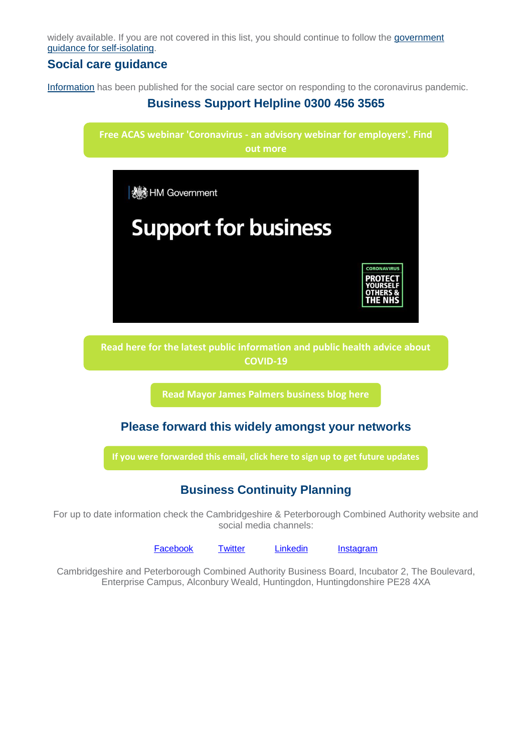widely available. If you are not covered in this list, you should continue to follow the government guidance for self-isolating.

## Social care guidance

Information has been published for the social care sector on responding to the coronavirus pandemic.

### Business Support Helpline 0300 456 3565

**Free ACAS webinar 'Coronavirus - an advisory webinar for employers'. Find out more**

HM Government

Support for business

CORONAVIRUS PROTECT YOURSELF OTHERS & THE NHS

**Read here for the latest public information and public health advice about COVID-19**

**Read Mayor James Palmers business blog here**

### Please forward this widely amongst your networks

**If you were forwarded this email, click here to sign up to get future updates**

### Business Continuity Planning

For up to date information check the Cambridgeshire & Peterborough Combined Authority website and social media channels:

Facebook Twitter Linkedin Instagram

Cambridgeshire and Peterborough Combined Authority Business Board, Incubator 2, The Boulevard, Enterprise Campus, Alconbury Weald, Huntingdon, Huntingdonshire PE28 4XA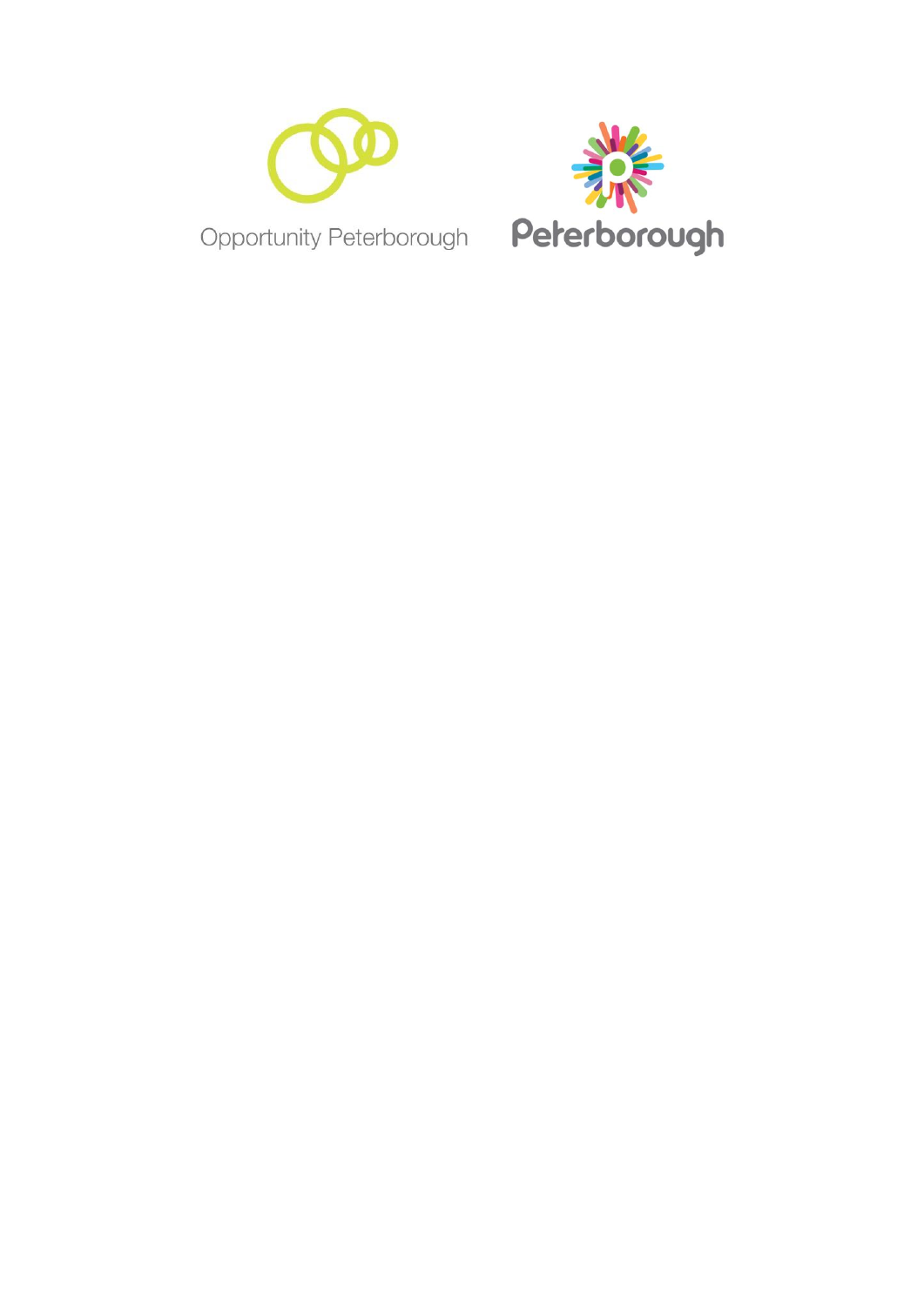Opportunity Peterborough

Peterborough